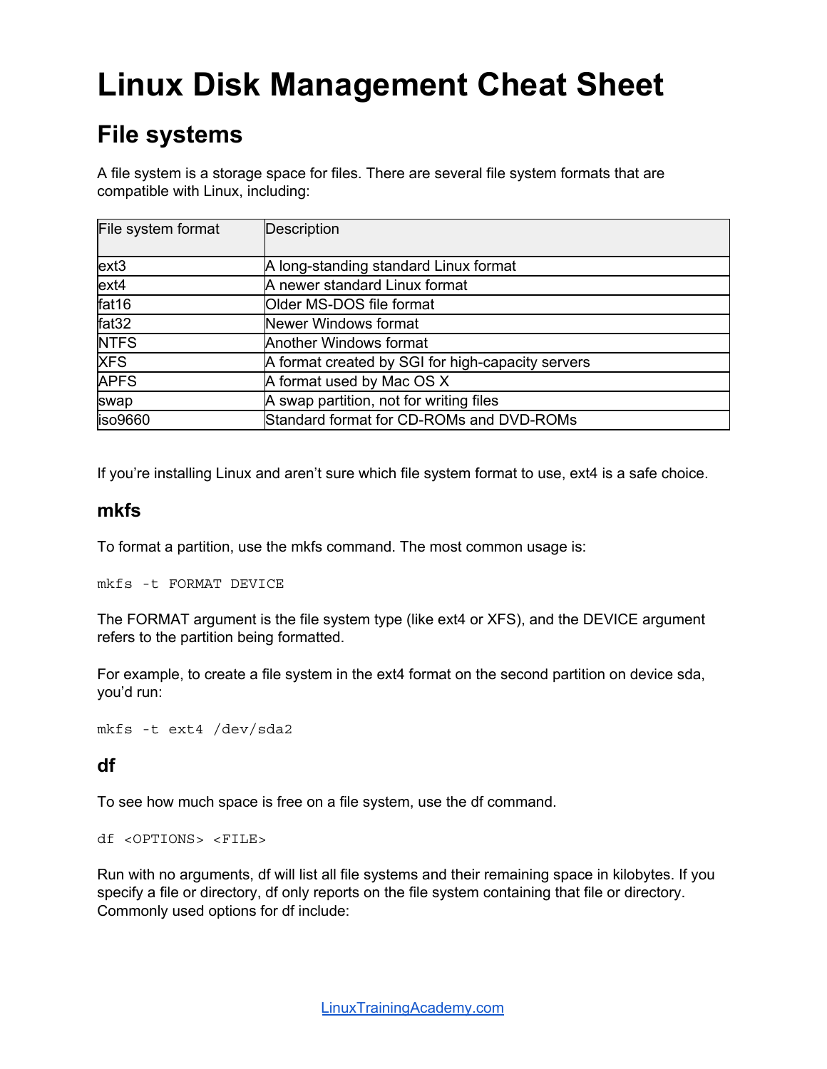# Linux Disk Management Cheat Sheet

## File systems

A file system is a storage space for files. There are several file system formats that are compatible with Linux, including:

| File system format | Description |
|---|---|
| ext3 | A long-standing standard Linux format |
| ext4 | A newer standard Linux format |
| fat16 | Older MS-DOS file format |
| fat32 | Newer Windows format |
| NTFS | Another Windows format |
| XFS | A format created by SGI for high-capacity servers |
| APFS | A format used by Mac OS X |
| swap | A swap partition, not for writing files |
| iso9660 | Standard format for CD-ROMs and DVD-ROMs |

If you're installing Linux and aren't sure which file system format to use, ext4 is a safe choice.

### mkfs

To format a partition, use the mkfs command. The most common usage is:

```
mkfs -t FORMAT DEVICE
```

The FORMAT argument is the file system type (like ext4 or XFS), and the DEVICE argument refers to the partition being formatted.

For example, to create a file system in the ext4 format on the second partition on device sda, you'd run:

```
mkfs -t ext4 /dev/sda2
```

### df

To see how much space is free on a file system, use the df command.

```
df <OPTIONS> <FILE>
```

Run with no arguments, df will list all file systems and their remaining space in kilobytes. If you specify a file or directory, df only reports on the file system containing that file or directory. Commonly used options for df include: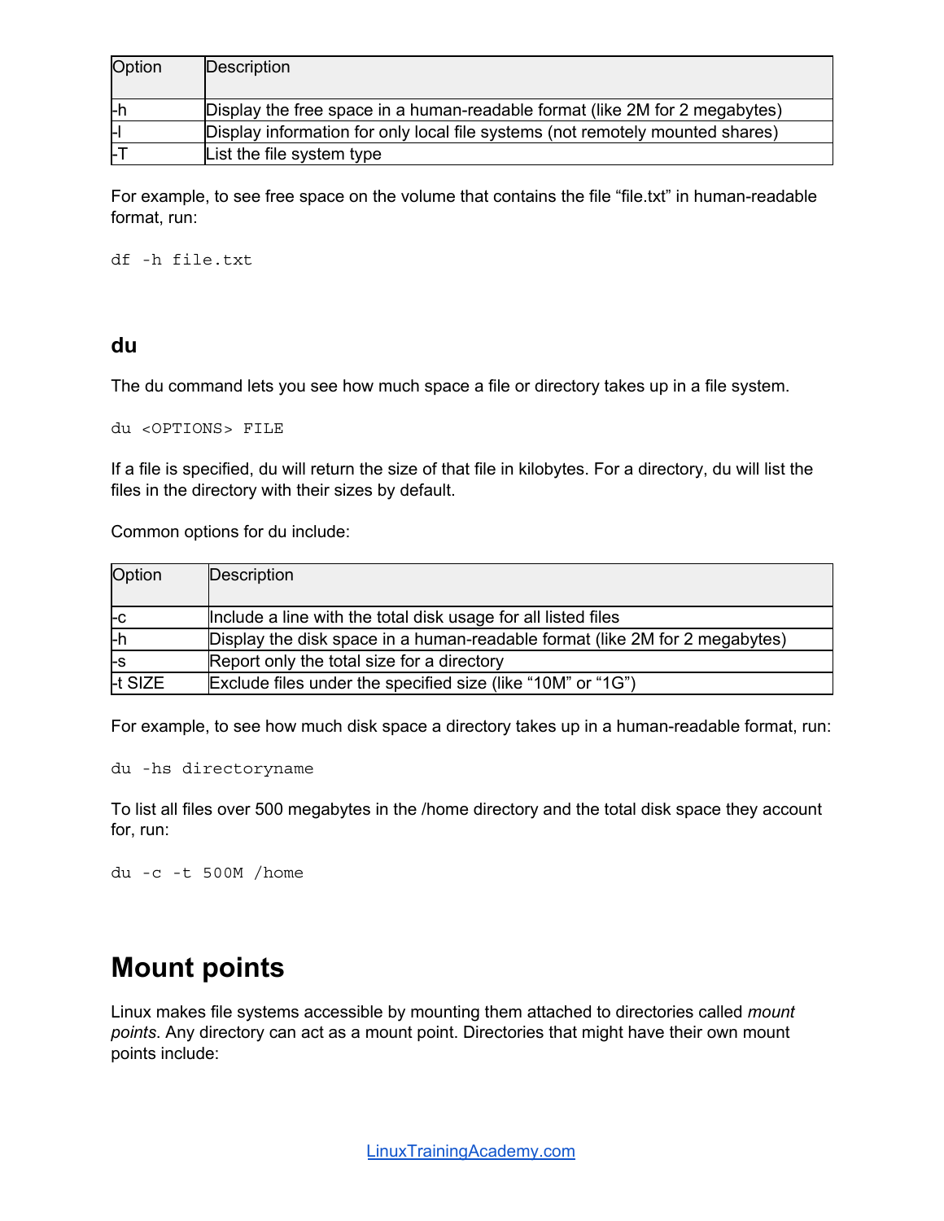| Option | Description |
|---|---|
| -h | Display the free space in a human-readable format (like 2M for 2 megabytes) |
| -l | Display information for only local file systems (not remotely mounted shares) |
| -T | List the file system type |

For example, to see free space on the volume that contains the file “file.txt” in human-readable format, run:

```
df -h file.txt
```

### du

The du command lets you see how much space a file or directory takes up in a file system.

```
du <OPTIONS> FILE
```

If a file is specified, du will return the size of that file in kilobytes. For a directory, du will list the files in the directory with their sizes by default.

Common options for du include:

| Option | Description |
|---|---|
| -c | Include a line with the total disk usage for all listed files |
| -h | Display the disk space in a human-readable format (like 2M for 2 megabytes) |
| -s | Report only the total size for a directory |
| -t SIZE | Exclude files under the specified size (like “10M” or “1G”) |

For example, to see how much disk space a directory takes up in a human-readable format, run:

```
du -hs directoryname
```

To list all files over 500 megabytes in the /home directory and the total disk space they account for, run:

```
du -c -t 500M /home
```

## Mount points

Linux makes file systems accessible by mounting them attached to directories called *mount points*. Any directory can act as a mount point. Directories that might have their own mount points include: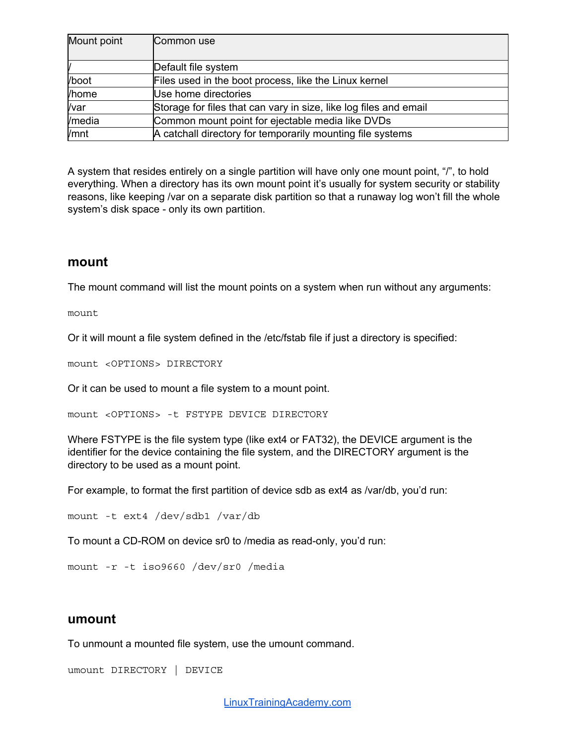| Mount point | Common use |
|---|---|
| / | Default file system |
| /boot | Files used in the boot process, like the Linux kernel |
| /home | Use home directories |
| /var | Storage for files that can vary in size, like log files and email |
| /media | Common mount point for ejectable media like DVDs |
| /mnt | A catchall directory for temporarily mounting file systems |

A system that resides entirely on a single partition will have only one mount point, "/", to hold everything. When a directory has its own mount point it's usually for system security or stability reasons, like keeping /var on a separate disk partition so that a runaway log won't fill the whole system's disk space - only its own partition.

## mount

The mount command will list the mount points on a system when run without any arguments:

```
mount
```

Or it will mount a file system defined in the /etc/fstab file if just a directory is specified:

```
mount <OPTIONS> DIRECTORY
```

Or it can be used to mount a file system to a mount point.

```
mount <OPTIONS> -t FSTYPE DEVICE DIRECTORY
```

Where FSTYPE is the file system type (like ext4 or FAT32), the DEVICE argument is the identifier for the device containing the file system, and the DIRECTORY argument is the directory to be used as a mount point.

For example, to format the first partition of device sdb as ext4 as /var/db, you'd run:

```
mount -t ext4 /dev/sdb1 /var/db
```

To mount a CD-ROM on device sr0 to /media as read-only, you'd run:

```
mount -r -t iso9660 /dev/sr0 /media
```

## umount

To unmount a mounted file system, use the umount command.

```
umount DIRECTORY | DEVICE
```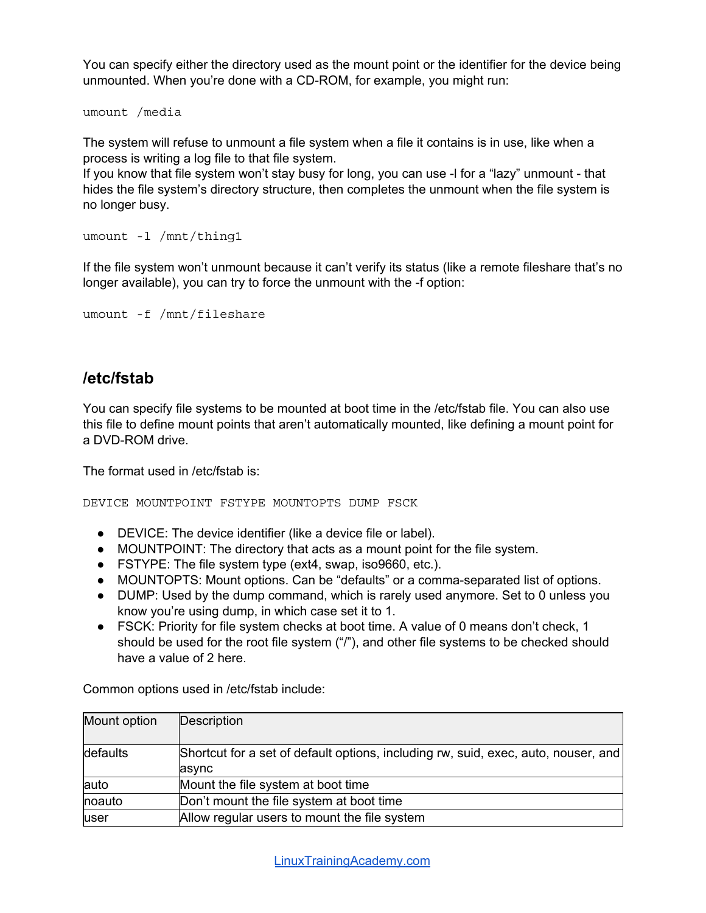You can specify either the directory used as the mount point or the identifier for the device being unmounted. When you're done with a CD-ROM, for example, you might run:

```
umount /media
```

The system will refuse to unmount a file system when a file it contains is in use, like when a process is writing a log file to that file system.
If you know that file system won't stay busy for long, you can use -l for a "lazy" unmount - that hides the file system's directory structure, then completes the unmount when the file system is no longer busy.

```
umount -l /mnt/thing1
```

If the file system won't unmount because it can't verify its status (like a remote fileshare that's no longer available), you can try to force the unmount with the -f option:

```
umount -f /mnt/fileshare
```

## /etc/fstab

You can specify file systems to be mounted at boot time in the /etc/fstab file. You can also use this file to define mount points that aren't automatically mounted, like defining a mount point for a DVD-ROM drive.

The format used in /etc/fstab is:

```
DEVICE MOUNTPOINT FSTYPE MOUNTOPTS DUMP FSCK
```

- DEVICE: The device identifier (like a device file or label).
- MOUNTPOINT: The directory that acts as a mount point for the file system.
- FSTYPE: The file system type (ext4, swap, iso9660, etc.).
- MOUNTOPTS: Mount options. Can be "defaults" or a comma-separated list of options.
- DUMP: Used by the dump command, which is rarely used anymore. Set to 0 unless you know you're using dump, in which case set it to 1.
- FSCK: Priority for file system checks at boot time. A value of 0 means don't check, 1 should be used for the root file system ("/"), and other file systems to be checked should have a value of 2 here.

Common options used in /etc/fstab include:

| Mount option | Description |
|---|---|
| defaults | Shortcut for a set of default options, including rw, suid, exec, auto, nouser, and async |
| auto | Mount the file system at boot time |
| noauto | Don't mount the file system at boot time |
| user | Allow regular users to mount the file system |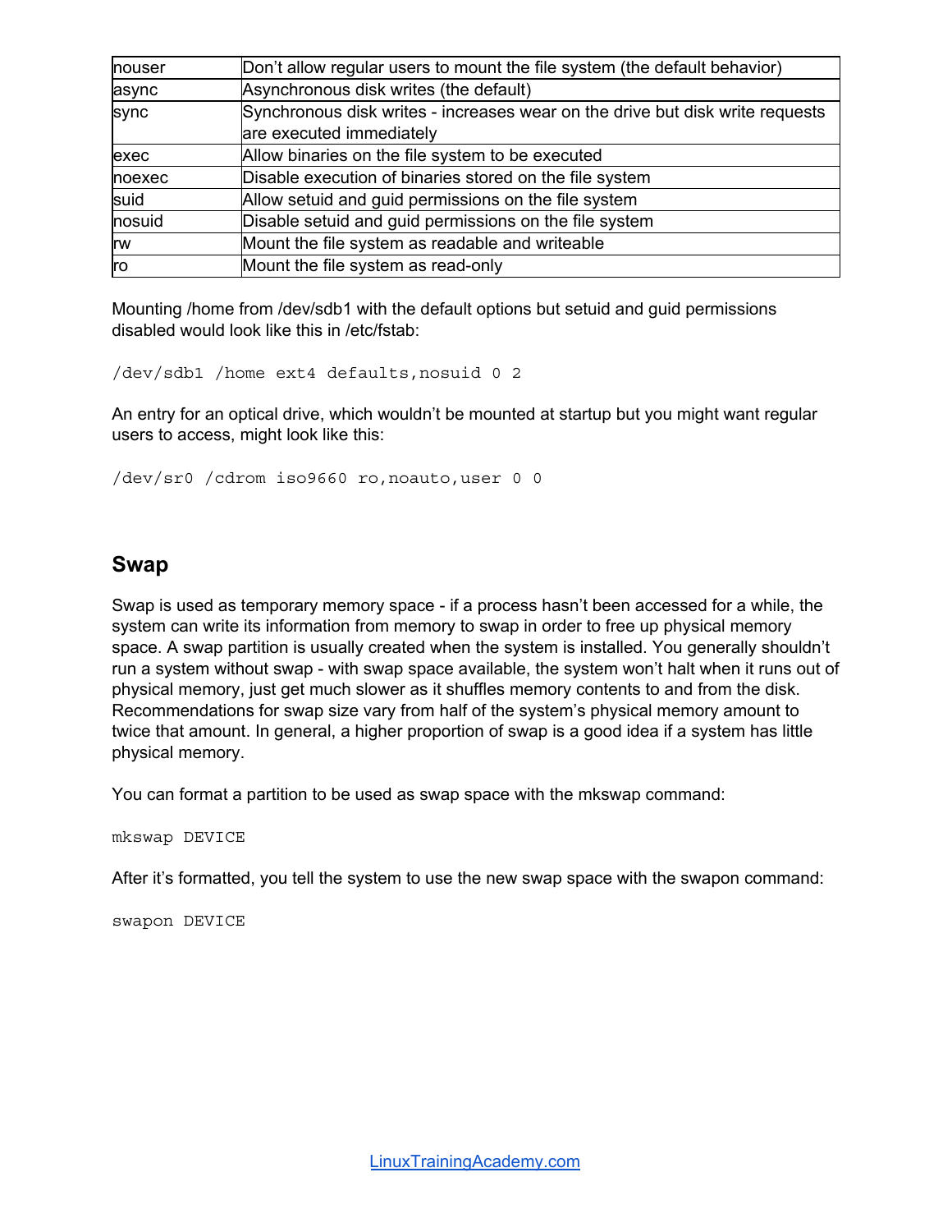| | |
|---|---|
| nouser | Don't allow regular users to mount the file system (the default behavior) |
| async | Asynchronous disk writes (the default) |
| sync | Synchronous disk writes - increases wear on the drive but disk write requests are executed immediately |
| exec | Allow binaries on the file system to be executed |
| noexec | Disable execution of binaries stored on the file system |
| suid | Allow setuid and guid permissions on the file system |
| nosuid | Disable setuid and guid permissions on the file system |
| rw | Mount the file system as readable and writeable |
| ro | Mount the file system as read-only |

Mounting /home from /dev/sdb1 with the default options but setuid and guid permissions disabled would look like this in /etc/fstab:

```
/dev/sdb1 /home ext4 defaults,nosuid 0 2
```

An entry for an optical drive, which wouldn't be mounted at startup but you might want regular users to access, might look like this:

```
/dev/sr0 /cdrom iso9660 ro,noauto,user 0 0
```

## Swap

Swap is used as temporary memory space - if a process hasn't been accessed for a while, the system can write its information from memory to swap in order to free up physical memory space. A swap partition is usually created when the system is installed. You generally shouldn't run a system without swap - with swap space available, the system won't halt when it runs out of physical memory, just get much slower as it shuffles memory contents to and from the disk. Recommendations for swap size vary from half of the system's physical memory amount to twice that amount. In general, a higher proportion of swap is a good idea if a system has little physical memory.

You can format a partition to be used as swap space with the mkswap command:

```
mkswap DEVICE
```

After it's formatted, you tell the system to use the new swap space with the swapon command:

```
swapon DEVICE
```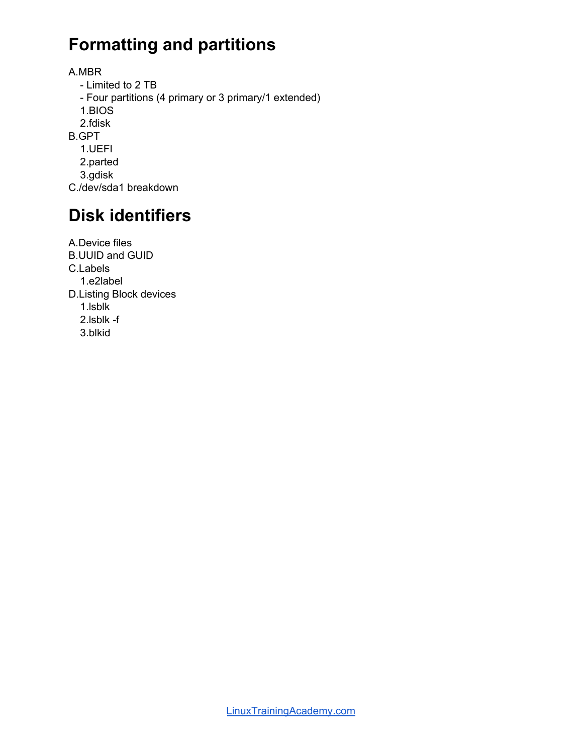## Formatting and partitions

A.MBR
- Limited to 2 TB
- Four partitions (4 primary or 3 primary/1 extended)

  1.BIOS
  2.fdisk

B.GPT
  1.UEFI
  2.parted
  3.gdisk

C./dev/sda1 breakdown

## Disk identifiers

A.Device files
B.UUID and GUID
C.Labels
  1.e2label
D.Listing Block devices
  1.lsblk
  2.lsblk -f
  3.blkid